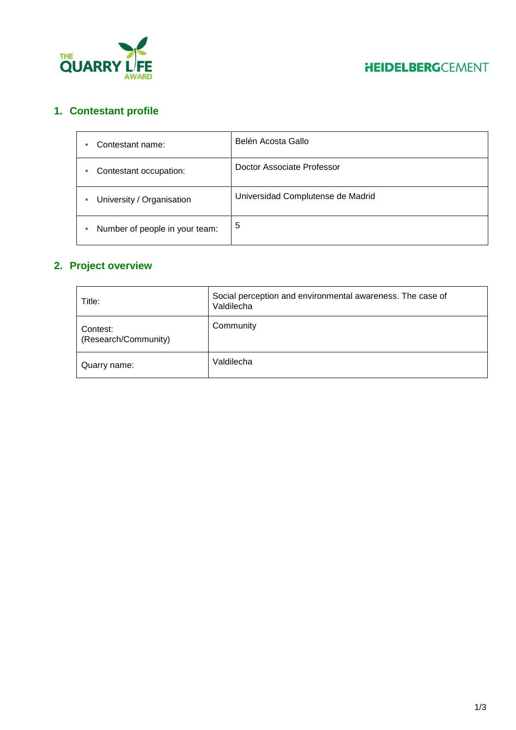## 1. Contestant profile

| | |
|---|---|
| Contestant name: | Belén Acosta Gallo |
| Contestant occupation: | Doctor Associate Professor |
| University / Organisation | Universidad Complutense de Madrid |
| Number of people in your team: | 5 |

## 2. Project overview

| | |
|---|---|
| Title: | Social perception and environmental awareness. The case of Valdilecha |
| Contest: (Research/Community) | Community |
| Quarry name: | Valdilecha |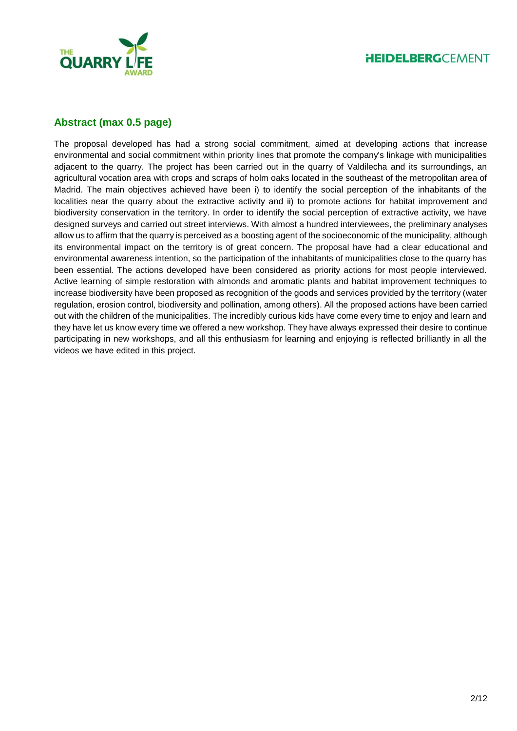## Abstract (max 0.5 page)

The proposal developed has had a strong social commitment, aimed at developing actions that increase environmental and social commitment within priority lines that promote the company's linkage with municipalities adjacent to the quarry. The project has been carried out in the quarry of Valdilecha and its surroundings, an agricultural vocation area with crops and scraps of holm oaks located in the southeast of the metropolitan area of Madrid. The main objectives achieved have been i) to identify the social perception of the inhabitants of the localities near the quarry about the extractive activity and ii) to promote actions for habitat improvement and biodiversity conservation in the territory. In order to identify the social perception of extractive activity, we have designed surveys and carried out street interviews. With almost a hundred interviewees, the preliminary analyses allow us to affirm that the quarry is perceived as a boosting agent of the socioeconomic of the municipality, although its environmental impact on the territory is of great concern. The proposal have had a clear educational and environmental awareness intention, so the participation of the inhabitants of municipalities close to the quarry has been essential. The actions developed have been considered as priority actions for most people interviewed. Active learning of simple restoration with almonds and aromatic plants and habitat improvement techniques to increase biodiversity have been proposed as recognition of the goods and services provided by the territory (water regulation, erosion control, biodiversity and pollination, among others). All the proposed actions have been carried out with the children of the municipalities. The incredibly curious kids have come every time to enjoy and learn and they have let us know every time we offered a new workshop. They have always expressed their desire to continue participating in new workshops, and all this enthusiasm for learning and enjoying is reflected brilliantly in all the videos we have edited in this project.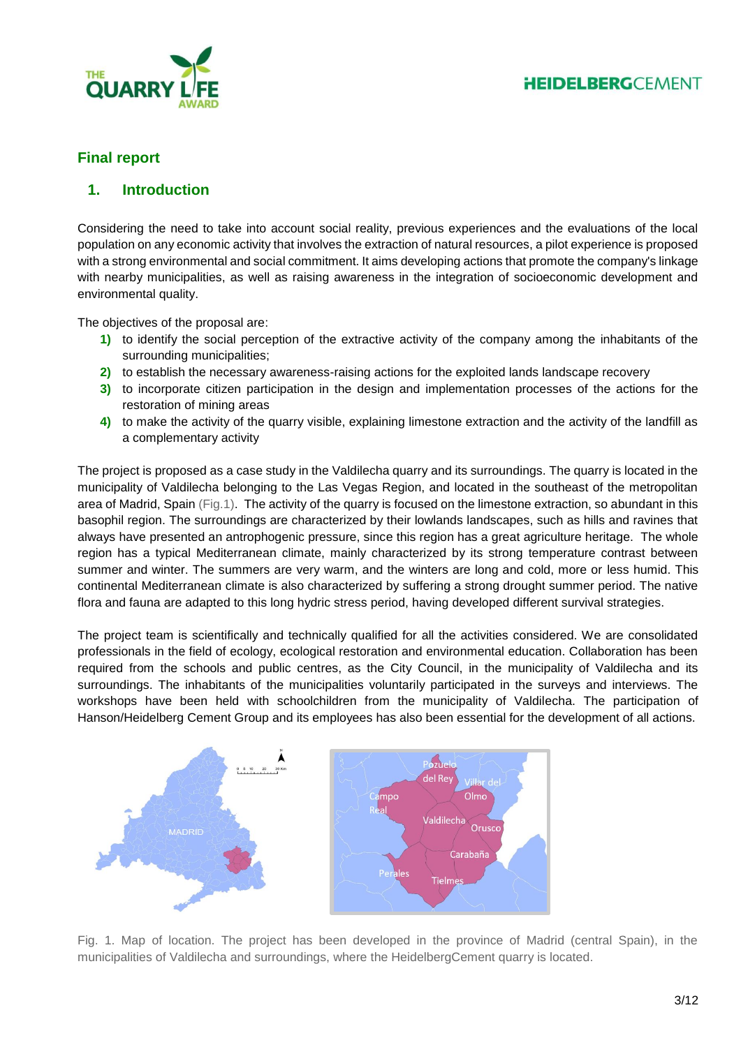## Final report

### 1. Introduction

Considering the need to take into account social reality, previous experiences and the evaluations of the local population on any economic activity that involves the extraction of natural resources, a pilot experience is proposed with a strong environmental and social commitment. It aims developing actions that promote the company's linkage with nearby municipalities, as well as raising awareness in the integration of socioeconomic development and environmental quality.

The objectives of the proposal are:

1) to identify the social perception of the extractive activity of the company among the inhabitants of the surrounding municipalities;
2) to establish the necessary awareness-raising actions for the exploited lands landscape recovery
3) to incorporate citizen participation in the design and implementation processes of the actions for the restoration of mining areas
4) to make the activity of the quarry visible, explaining limestone extraction and the activity of the landfill as a complementary activity

The project is proposed as a case study in the Valdilecha quarry and its surroundings. The quarry is located in the municipality of Valdilecha belonging to the Las Vegas Region, and located in the southeast of the metropolitan area of Madrid, Spain (Fig.1). The activity of the quarry is focused on the limestone extraction, so abundant in this basophil region. The surroundings are characterized by their lowlands landscapes, such as hills and ravines that always have presented an antrophogenic pressure, since this region has a great agriculture heritage. The whole region has a typical Mediterranean climate, mainly characterized by its strong temperature contrast between summer and winter. The summers are very warm, and the winters are long and cold, more or less humid. This continental Mediterranean climate is also characterized by suffering a strong drought summer period. The native flora and fauna are adapted to this long hydric stress period, having developed different survival strategies.

The project team is scientifically and technically qualified for all the activities considered. We are consolidated professionals in the field of ecology, ecological restoration and environmental education. Collaboration has been required from the schools and public centres, as the City Council, in the municipality of Valdilecha and its surroundings. The inhabitants of the municipalities voluntarily participated in the surveys and interviews. The workshops have been held with schoolchildren from the municipality of Valdilecha. The participation of Hanson/Heidelberg Cement Group and its employees has also been essential for the development of all actions.

Fig. 1. Map of location. The project has been developed in the province of Madrid (central Spain), in the municipalities of Valdilecha and surroundings, where the HeidelbergCement quarry is located.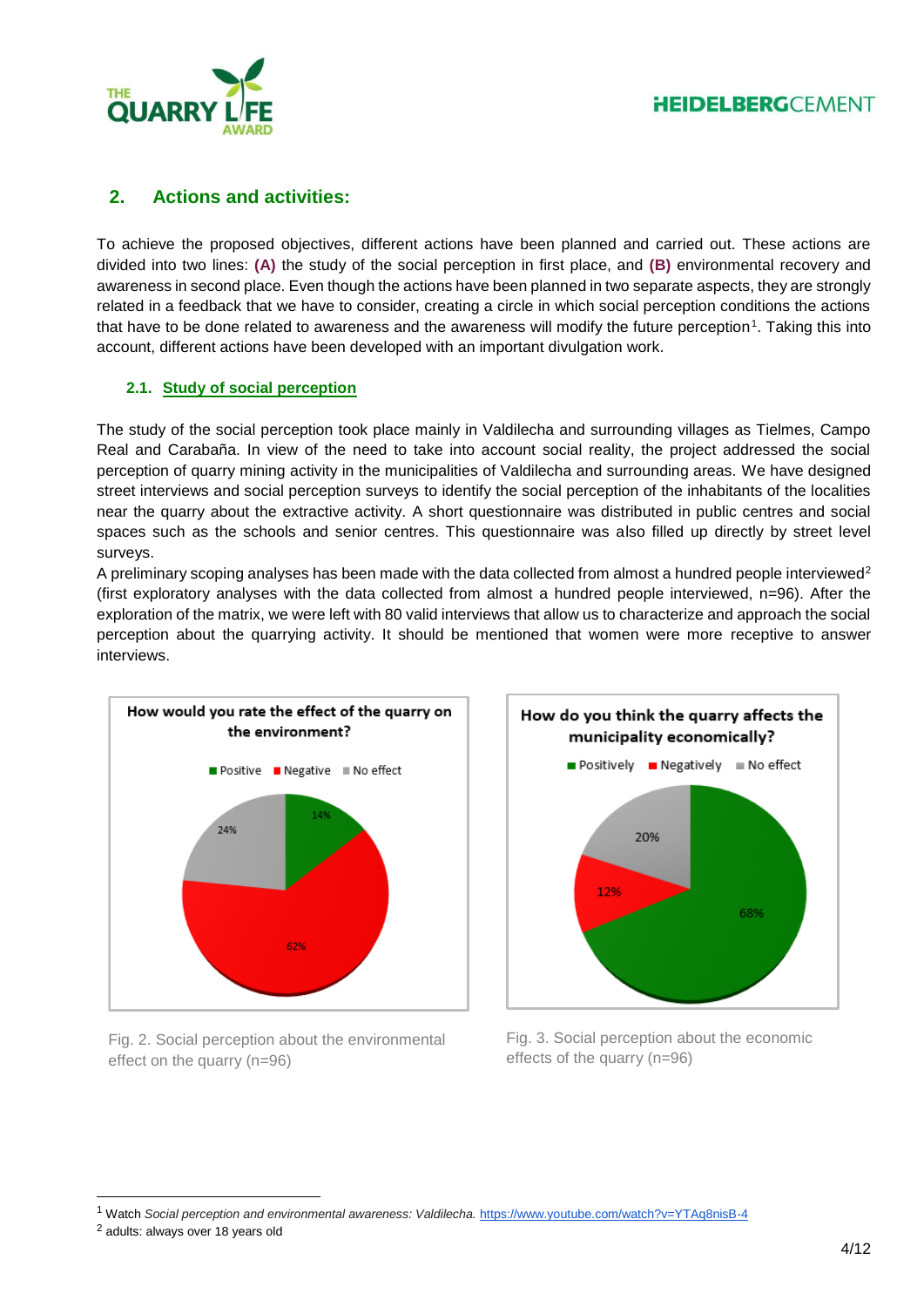## 2. Actions and activities:

To achieve the proposed objectives, different actions have been planned and carried out. These actions are divided into two lines: **(A)** the study of the social perception in first place, and **(B)** environmental recovery and awareness in second place. Even though the actions have been planned in two separate aspects, they are strongly related in a feedback that we have to consider, creating a circle in which social perception conditions the actions that have to be done related to awareness and the awareness will modify the future perception[1]. Taking this into account, different actions have been developed with an important divulgation work.

### 2.1. Study of social perception

The study of the social perception took place mainly in Valdilecha and surrounding villages as Tielmes, Campo Real and Carabaña. In view of the need to take into account social reality, the project addressed the social perception of quarry mining activity in the municipalities of Valdilecha and surrounding areas. We have designed street interviews and social perception surveys to identify the social perception of the inhabitants of the localities near the quarry about the extractive activity. A short questionnaire was distributed in public centres and social spaces such as the schools and senior centres. This questionnaire was also filled up directly by street level surveys.

A preliminary scoping analyses has been made with the data collected from almost a hundred people interviewed[2] (first exploratory analyses with the data collected from almost a hundred people interviewed, n=96). After the exploration of the matrix, we were left with 80 valid interviews that allow us to characterize and approach the social perception about the quarrying activity. It should be mentioned that women were more receptive to answer interviews.

**How would you rate the effect of the quarry on the environment?**

| Positive | Negative | No effect |
|---|---|---|
| 14% | 62% | 24% |

Fig. 2. Social perception about the environmental effect on the quarry (n=96)

**How do you think the quarry affects the municipality economically?**

| Positively | Negatively | No effect |
|---|---|---|
| 68% | 12% | 20% |

Fig. 3. Social perception about the economic effects of the quarry (n=96)

---

[1] Watch *Social perception and environmental awareness: Valdilecha.* https://www.youtube.com/watch?v=YTAq8nisB-4

[2] adults: always over 18 years old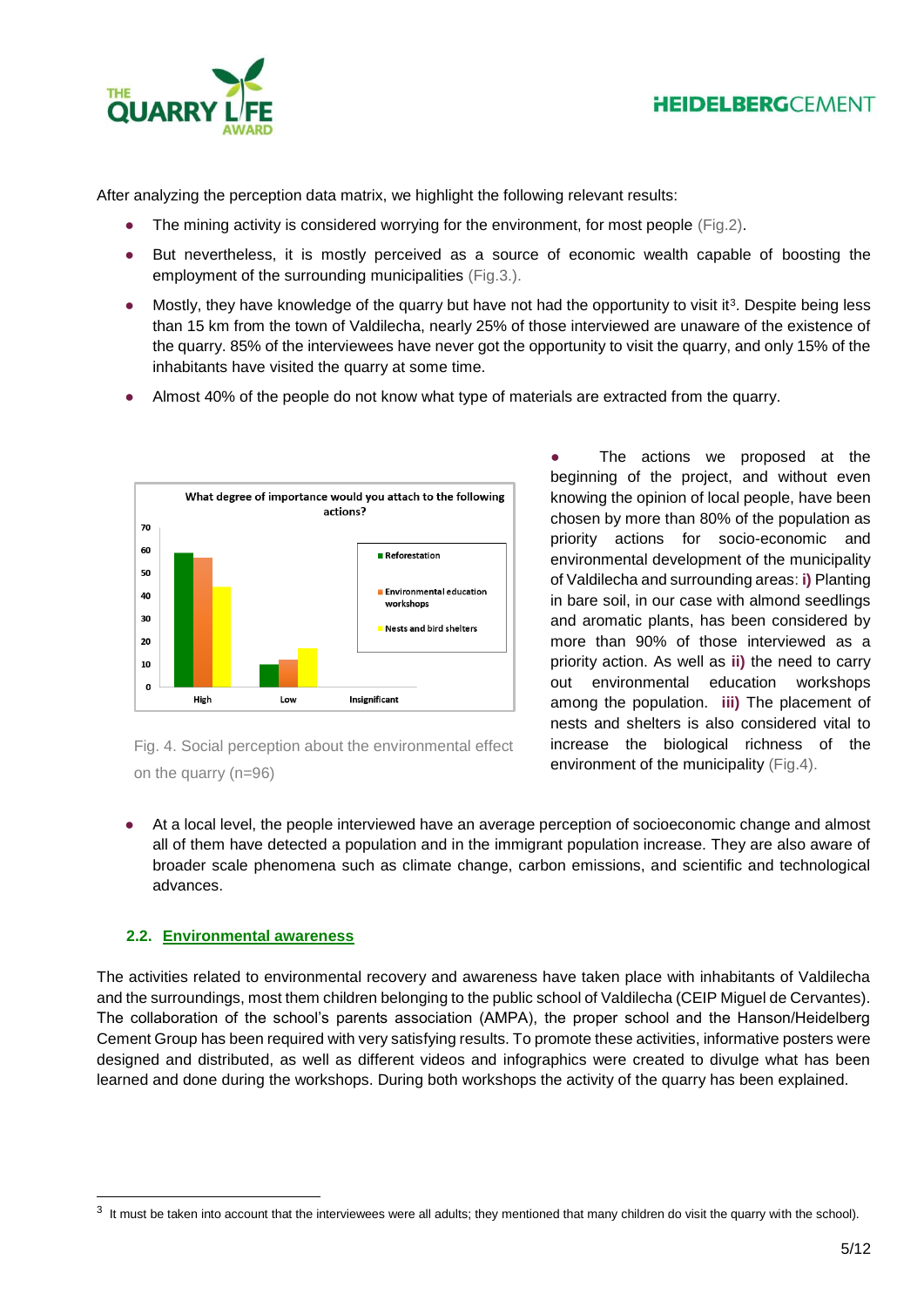After analyzing the perception data matrix, we highlight the following relevant results:

- The mining activity is considered worrying for the environment, for most people (Fig.2).
- But nevertheless, it is mostly perceived as a source of economic wealth capable of boosting the employment of the surrounding municipalities (Fig.3.).
- Mostly, they have knowledge of the quarry but have not had the opportunity to visit it[3]. Despite being less than 15 km from the town of Valdilecha, nearly 25% of those interviewed are unaware of the existence of the quarry. 85% of the interviewees have never got the opportunity to visit the quarry, and only 15% of the inhabitants have visited the quarry at some time.
- Almost 40% of the people do not know what type of materials are extracted from the quarry.

What degree of importance would you attach to the following actions?

| | Reforestation | Environmental education workshops | Nests and bird shelters |
|---|---|---|---|
| High | ~59 | ~57 | ~44 |
| Low | ~10 | ~12 | ~17 |
| Insignificant | | | |

Fig. 4. Social perception about the environmental effect on the quarry (n=96)

- The actions we proposed at the beginning of the project, and without even knowing the opinion of local people, have been chosen by more than 80% of the population as priority actions for socio-economic and environmental development of the municipality of Valdilecha and surrounding areas: **i)** Planting in bare soil, in our case with almond seedlings and aromatic plants, has been considered by more than 90% of those interviewed as a priority action. As well as **ii)** the need to carry out environmental education workshops among the population. **iii)** The placement of nests and shelters is also considered vital to increase the biological richness of the environment of the municipality (Fig.4).
- At a local level, the people interviewed have an average perception of socioeconomic change and almost all of them have detected a population and in the immigrant population increase. They are also aware of broader scale phenomena such as climate change, carbon emissions, and scientific and technological advances.

### 2.2. Environmental awareness

The activities related to environmental recovery and awareness have taken place with inhabitants of Valdilecha and the surroundings, most them children belonging to the public school of Valdilecha (CEIP Miguel de Cervantes). The collaboration of the school's parents association (AMPA), the proper school and the Hanson/Heidelberg Cement Group has been required with very satisfying results. To promote these activities, informative posters were designed and distributed, as well as different videos and infographics were created to divulge what has been learned and done during the workshops. During both workshops the activity of the quarry has been explained.

---

[3] It must be taken into account that the interviewees were all adults; they mentioned that many children do visit the quarry with the school).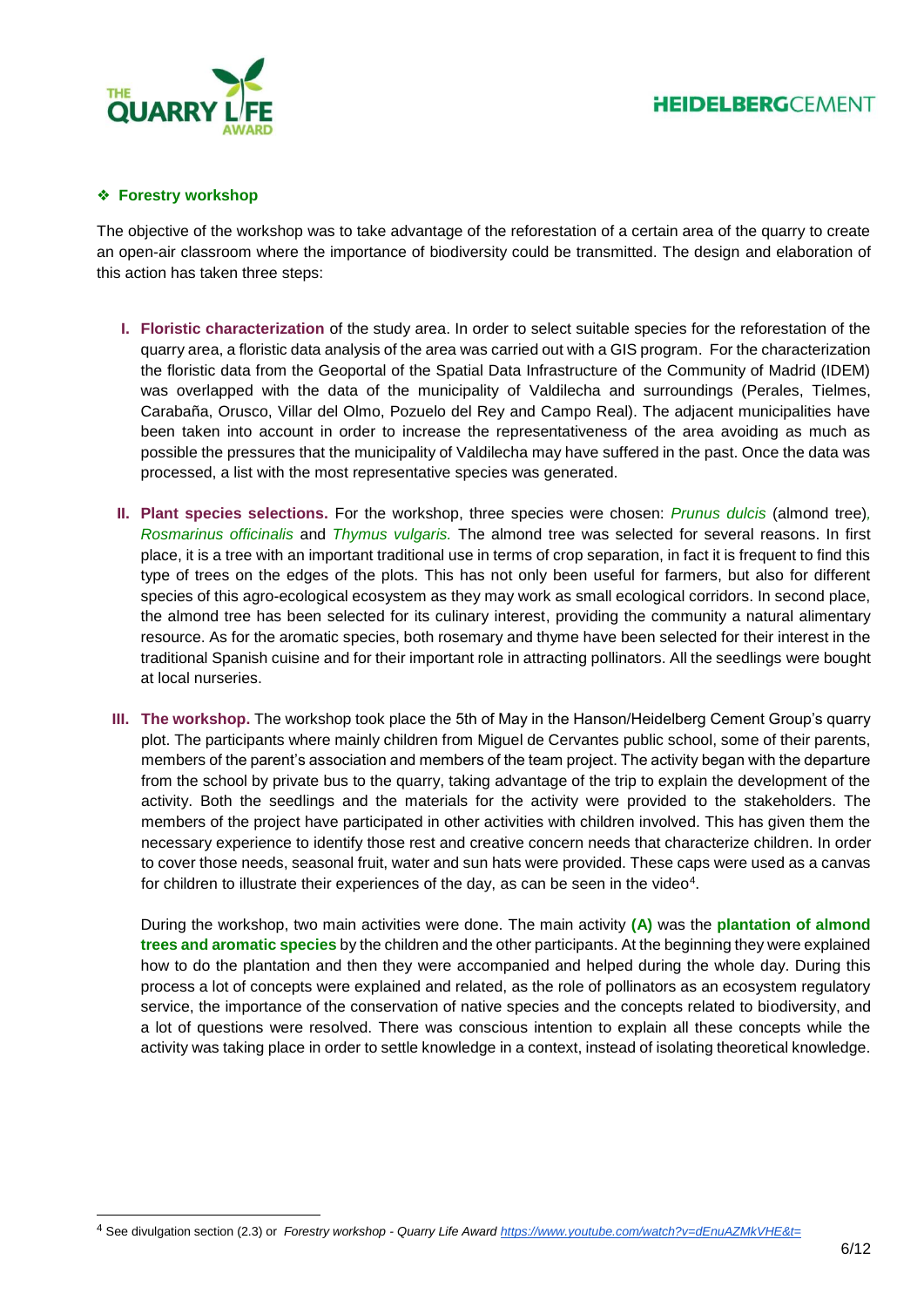- **Forestry workshop**

The objective of the workshop was to take advantage of the reforestation of a certain area of the quarry to create an open-air classroom where the importance of biodiversity could be transmitted. The design and elaboration of this action has taken three steps:

I. **Floristic characterization** of the study area. In order to select suitable species for the reforestation of the quarry area, a floristic data analysis of the area was carried out with a GIS program. For the characterization the floristic data from the Geoportal of the Spatial Data Infrastructure of the Community of Madrid (IDEM) was overlapped with the data of the municipality of Valdilecha and surroundings (Perales, Tielmes, Carabaña, Orusco, Villar del Olmo, Pozuelo del Rey and Campo Real). The adjacent municipalities have been taken into account in order to increase the representativeness of the area avoiding as much as possible the pressures that the municipality of Valdilecha may have suffered in the past. Once the data was processed, a list with the most representative species was generated.

II. **Plant species selections.** For the workshop, three species were chosen: *Prunus dulcis* (almond tree), *Rosmarinus officinalis* and *Thymus vulgaris.* The almond tree was selected for several reasons. In first place, it is a tree with an important traditional use in terms of crop separation, in fact it is frequent to find this type of trees on the edges of the plots. This has not only been useful for farmers, but also for different species of this agro-ecological ecosystem as they may work as small ecological corridors. In second place, the almond tree has been selected for its culinary interest, providing the community a natural alimentary resource. As for the aromatic species, both rosemary and thyme have been selected for their interest in the traditional Spanish cuisine and for their important role in attracting pollinators. All the seedlings were bought at local nurseries.

III. **The workshop.** The workshop took place the 5th of May in the Hanson/Heidelberg Cement Group's quarry plot. The participants where mainly children from Miguel de Cervantes public school, some of their parents, members of the parent's association and members of the team project. The activity began with the departure from the school by private bus to the quarry, taking advantage of the trip to explain the development of the activity. Both the seedlings and the materials for the activity were provided to the stakeholders. The members of the project have participated in other activities with children involved. This has given them the necessary experience to identify those rest and creative concern needs that characterize children. In order to cover those needs, seasonal fruit, water and sun hats were provided. These caps were used as a canvas for children to illustrate their experiences of the day, as can be seen in the video[4].

   During the workshop, two main activities were done. The main activity **(A)** was the **plantation of almond trees and aromatic species** by the children and the other participants. At the beginning they were explained how to do the plantation and then they were accompanied and helped during the whole day. During this process a lot of concepts were explained and related, as the role of pollinators as an ecosystem regulatory service, the importance of the conservation of native species and the concepts related to biodiversity, and a lot of questions were resolved. There was conscious intention to explain all these concepts while the activity was taking place in order to settle knowledge in a context, instead of isolating theoretical knowledge.

[4] See divulgation section (2.3) or *Forestry workshop - Quarry Life Award* https://www.youtube.com/watch?v=dEnuAZMkVHE&t=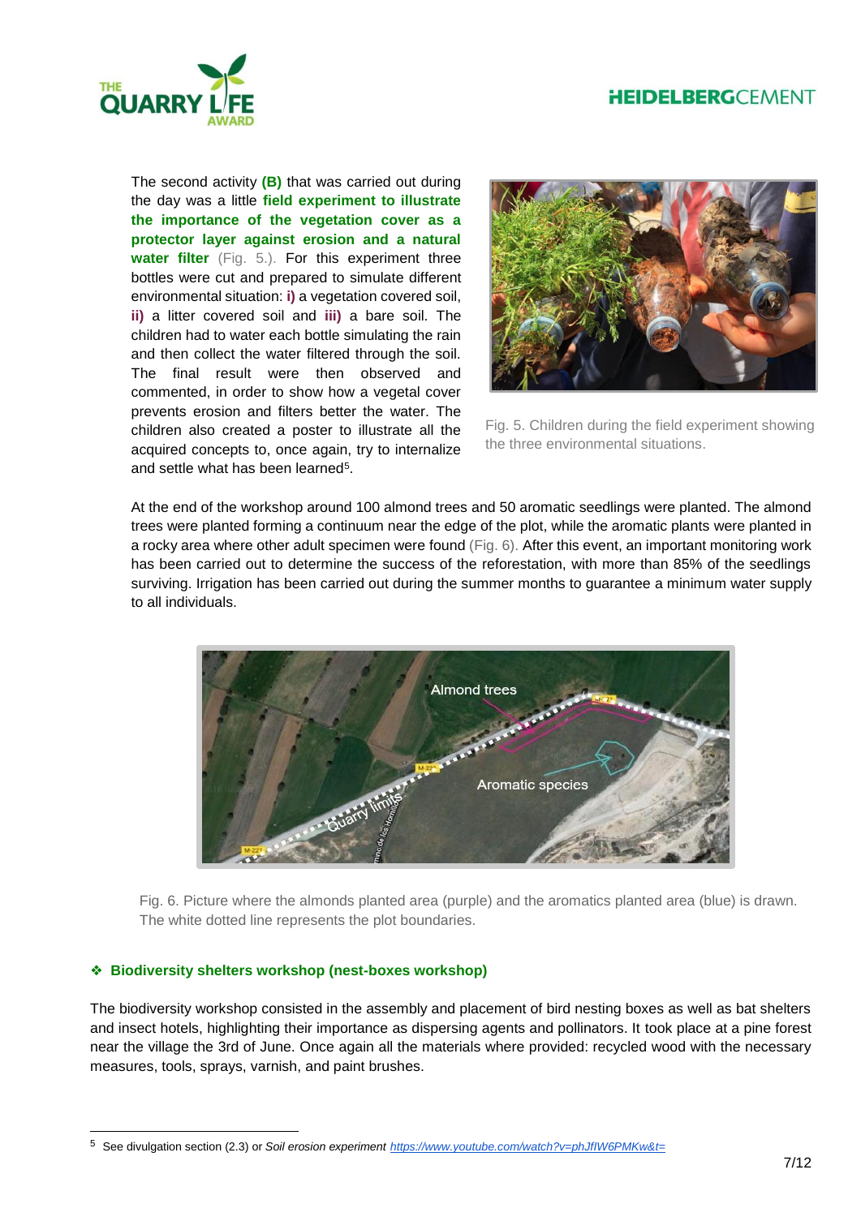The second activity **(B)** that was carried out during the day was a little **field experiment to illustrate the importance of the vegetation cover as a protector layer against erosion and a natural water filter** (Fig. 5.). For this experiment three bottles were cut and prepared to simulate different environmental situation: **i)** a vegetation covered soil, **ii)** a litter covered soil and **iii)** a bare soil. The children had to water each bottle simulating the rain and then collect the water filtered through the soil. The final result were then observed and commented, in order to show how a vegetal cover prevents erosion and filters better the water. The children also created a poster to illustrate all the acquired concepts to, once again, try to internalize and settle what has been learned[5].

Fig. 5. Children during the field experiment showing the three environmental situations.

At the end of the workshop around 100 almond trees and 50 aromatic seedlings were planted. The almond trees were planted forming a continuum near the edge of the plot, while the aromatic plants were planted in a rocky area where other adult specimen were found (Fig. 6). After this event, an important monitoring work has been carried out to determine the success of the reforestation, with more than 85% of the seedlings surviving. Irrigation has been carried out during the summer months to guarantee a minimum water supply to all individuals.

Fig. 6. Picture where the almonds planted area (purple) and the aromatics planted area (blue) is drawn. The white dotted line represents the plot boundaries.

## ❖ Biodiversity shelters workshop (nest-boxes workshop)

The biodiversity workshop consisted in the assembly and placement of bird nesting boxes as well as bat shelters and insect hotels, highlighting their importance as dispersing agents and pollinators. It took place at a pine forest near the village the 3rd of June. Once again all the materials where provided: recycled wood with the necessary measures, tools, sprays, varnish, and paint brushes.

---

[5] See divulgation section (2.3) or *Soil erosion experiment* https://www.youtube.com/watch?v=phJfIW6PMKw&t=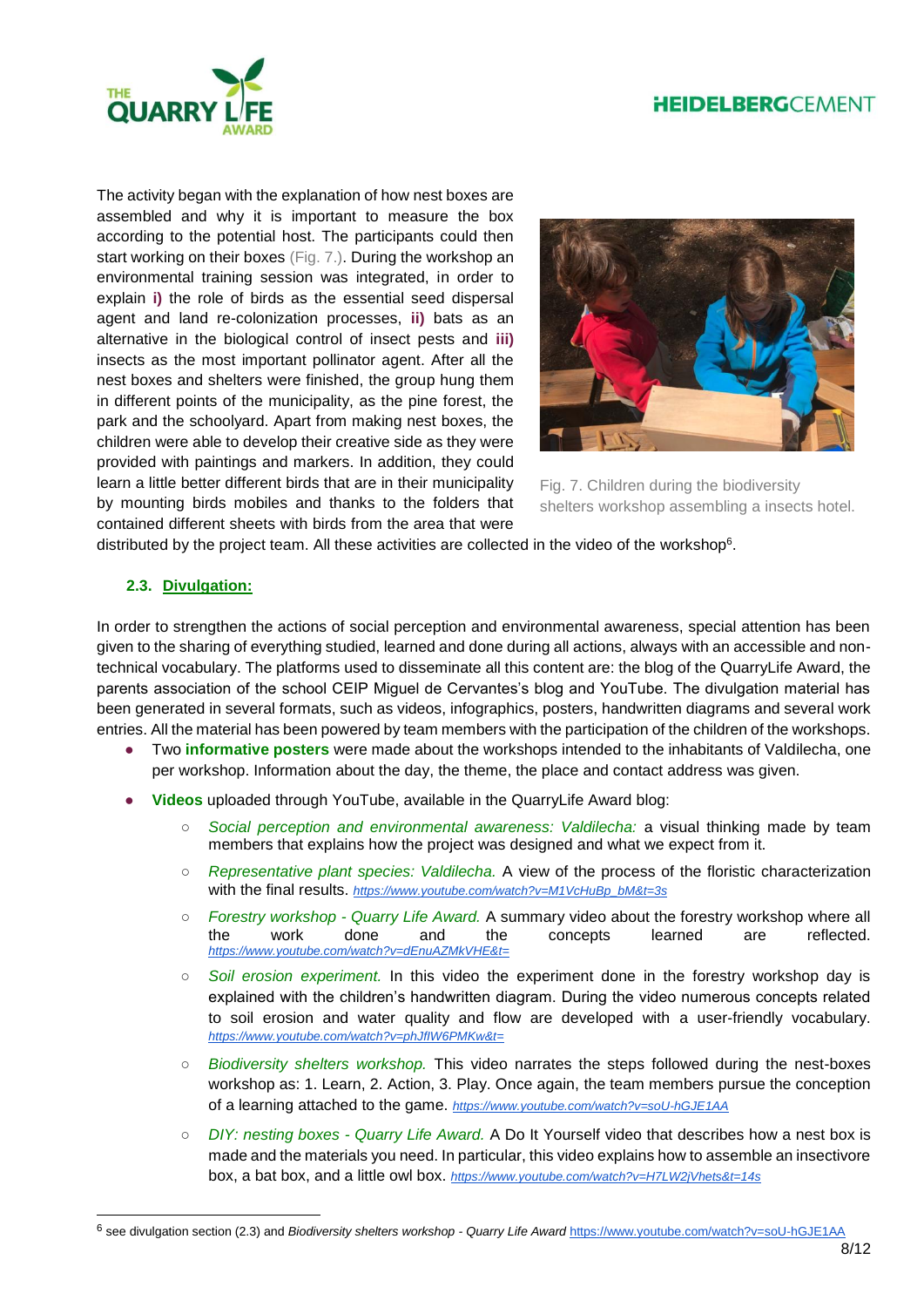The activity began with the explanation of how nest boxes are assembled and why it is important to measure the box according to the potential host. The participants could then start working on their boxes (Fig. 7.). During the workshop an environmental training session was integrated, in order to explain **i)** the role of birds as the essential seed dispersal agent and land re-colonization processes, **ii)** bats as an alternative in the biological control of insect pests and **iii)** insects as the most important pollinator agent. After all the nest boxes and shelters were finished, the group hung them in different points of the municipality, as the pine forest, the park and the schoolyard. Apart from making nest boxes, the children were able to develop their creative side as they were provided with paintings and markers. In addition, they could learn a little better different birds that are in their municipality by mounting birds mobiles and thanks to the folders that contained different sheets with birds from the area that were distributed by the project team. All these activities are collected in the video of the workshop[6].

Fig. 7. Children during the biodiversity shelters workshop assembling a insects hotel.

### 2.3. Divulgation:

In order to strengthen the actions of social perception and environmental awareness, special attention has been given to the sharing of everything studied, learned and done during all actions, always with an accessible and non-technical vocabulary. The platforms used to disseminate all this content are: the blog of the QuarryLife Award, the parents association of the school CEIP Miguel de Cervantes's blog and YouTube. The divulgation material has been generated in several formats, such as videos, infographics, posters, handwritten diagrams and several work entries. All the material has been powered by team members with the participation of the children of the workshops.

- Two **informative posters** were made about the workshops intended to the inhabitants of Valdilecha, one per workshop. Information about the day, the theme, the place and contact address was given.
- **Videos** uploaded through YouTube, available in the QuarryLife Award blog:
  - *Social perception and environmental awareness: Valdilecha:* a visual thinking made by team members that explains how the project was designed and what we expect from it.
  - *Representative plant species: Valdilecha.* A view of the process of the floristic characterization with the final results. *https://www.youtube.com/watch?v=M1VcHuBp_bM&t=3s*
  - *Forestry workshop - Quarry Life Award.* A summary video about the forestry workshop where all the work done and the concepts learned are reflected. *https://www.youtube.com/watch?v=dEnuAZMkVHE&t=*
  - *Soil erosion experiment.* In this video the experiment done in the forestry workshop day is explained with the children's handwritten diagram. During the video numerous concepts related to soil erosion and water quality and flow are developed with a user-friendly vocabulary. *https://www.youtube.com/watch?v=phJflW6PMKw&t=*
  - *Biodiversity shelters workshop.* This video narrates the steps followed during the nest-boxes workshop as: 1. Learn, 2. Action, 3. Play. Once again, the team members pursue the conception of a learning attached to the game. *https://www.youtube.com/watch?v=soU-hGJE1AA*
  - *DIY: nesting boxes - Quarry Life Award.* A Do It Yourself video that describes how a nest box is made and the materials you need. In particular, this video explains how to assemble an insectivore box, a bat box, and a little owl box. *https://www.youtube.com/watch?v=H7LW2jVhets&t=14s*

[6] see divulgation section (2.3) and *Biodiversity shelters workshop - Quarry Life Award* https://www.youtube.com/watch?v=soU-hGJE1AA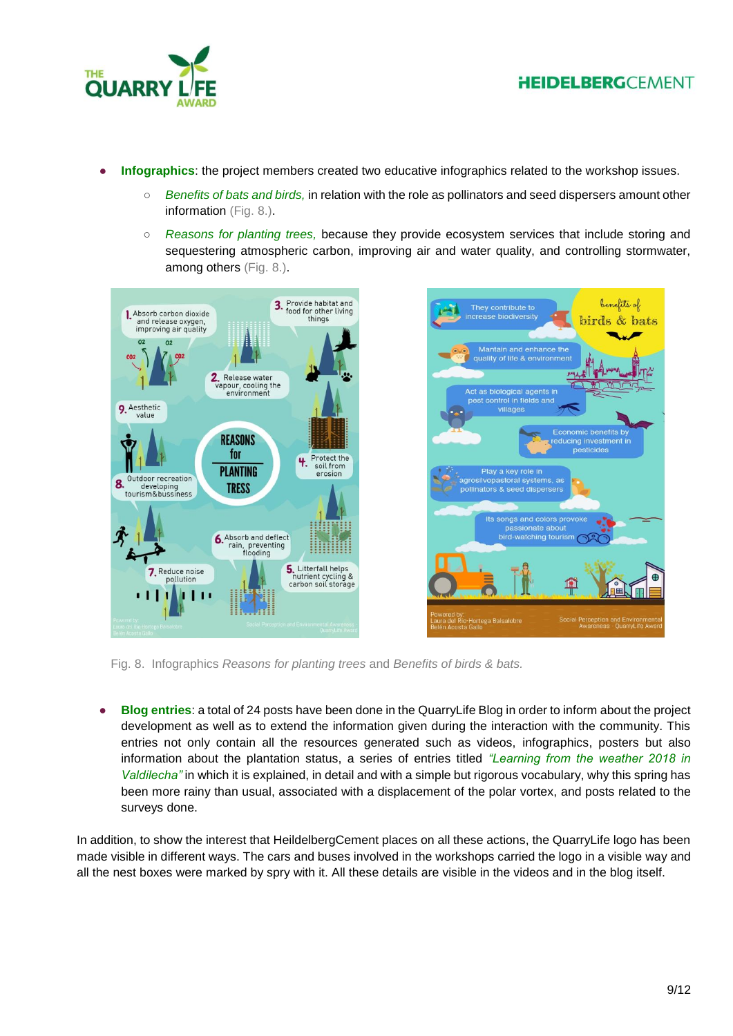- **Infographics**: the project members created two educative infographics related to the workshop issues.
  - *Benefits of bats and birds,* in relation with the role as pollinators and seed dispersers amount other information (Fig. 8.).
  - *Reasons for planting trees,* because they provide ecosystem services that include storing and sequestering atmospheric carbon, improving air and water quality, and controlling stormwater, among others (Fig. 8.).

Fig. 8. Infographics *Reasons for planting trees* and *Benefits of birds & bats.*

- **Blog entries**: a total of 24 posts have been done in the QuarryLife Blog in order to inform about the project development as well as to extend the information given during the interaction with the community. This entries not only contain all the resources generated such as videos, infographics, posters but also information about the plantation status, a series of entries titled *"Learning from the weather 2018 in Valdilecha"* in which it is explained, in detail and with a simple but rigorous vocabulary, why this spring has been more rainy than usual, associated with a displacement of the polar vortex, and posts related to the surveys done.

In addition, to show the interest that HeildelbergCement places on all these actions, the QuarryLife logo has been made visible in different ways. The cars and buses involved in the workshops carried the logo in a visible way and all the nest boxes were marked by spry with it. All these details are visible in the videos and in the blog itself.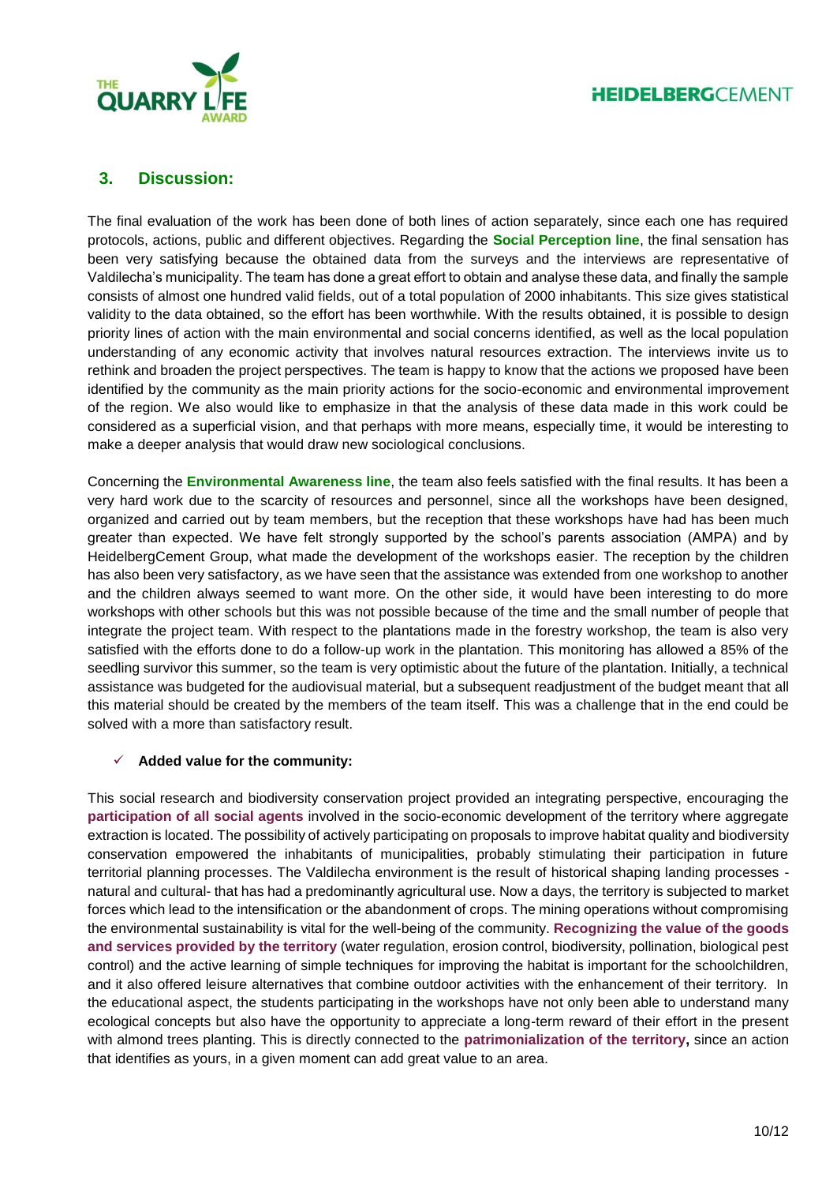## 3. Discussion:

The final evaluation of the work has been done of both lines of action separately, since each one has required protocols, actions, public and different objectives. Regarding the **Social Perception line**, the final sensation has been very satisfying because the obtained data from the surveys and the interviews are representative of Valdilecha's municipality. The team has done a great effort to obtain and analyse these data, and finally the sample consists of almost one hundred valid fields, out of a total population of 2000 inhabitants. This size gives statistical validity to the data obtained, so the effort has been worthwhile. With the results obtained, it is possible to design priority lines of action with the main environmental and social concerns identified, as well as the local population understanding of any economic activity that involves natural resources extraction. The interviews invite us to rethink and broaden the project perspectives. The team is happy to know that the actions we proposed have been identified by the community as the main priority actions for the socio-economic and environmental improvement of the region. We also would like to emphasize in that the analysis of these data made in this work could be considered as a superficial vision, and that perhaps with more means, especially time, it would be interesting to make a deeper analysis that would draw new sociological conclusions.

Concerning the **Environmental Awareness line**, the team also feels satisfied with the final results. It has been a very hard work due to the scarcity of resources and personnel, since all the workshops have been designed, organized and carried out by team members, but the reception that these workshops have had has been much greater than expected. We have felt strongly supported by the school's parents association (AMPA) and by HeidelbergCement Group, what made the development of the workshops easier. The reception by the children has also been very satisfactory, as we have seen that the assistance was extended from one workshop to another and the children always seemed to want more. On the other side, it would have been interesting to do more workshops with other schools but this was not possible because of the time and the small number of people that integrate the project team. With respect to the plantations made in the forestry workshop, the team is also very satisfied with the efforts done to do a follow-up work in the plantation. This monitoring has allowed a 85% of the seedling survivor this summer, so the team is very optimistic about the future of the plantation. Initially, a technical assistance was budgeted for the audiovisual material, but a subsequent readjustment of the budget meant that all this material should be created by the members of the team itself. This was a challenge that in the end could be solved with a more than satisfactory result.

- ✓ **Added value for the community:**

This social research and biodiversity conservation project provided an integrating perspective, encouraging the **participation of all social agents** involved in the socio-economic development of the territory where aggregate extraction is located. The possibility of actively participating on proposals to improve habitat quality and biodiversity conservation empowered the inhabitants of municipalities, probably stimulating their participation in future territorial planning processes. The Valdilecha environment is the result of historical shaping landing processes - natural and cultural- that has had a predominantly agricultural use. Now a days, the territory is subjected to market forces which lead to the intensification or the abandonment of crops. The mining operations without compromising the environmental sustainability is vital for the well-being of the community. **Recognizing the value of the goods and services provided by the territory** (water regulation, erosion control, biodiversity, pollination, biological pest control) and the active learning of simple techniques for improving the habitat is important for the schoolchildren, and it also offered leisure alternatives that combine outdoor activities with the enhancement of their territory. In the educational aspect, the students participating in the workshops have not only been able to understand many ecological concepts but also have the opportunity to appreciate a long-term reward of their effort in the present with almond trees planting. This is directly connected to the **patrimonialization of the territory,** since an action that identifies as yours, in a given moment can add great value to an area.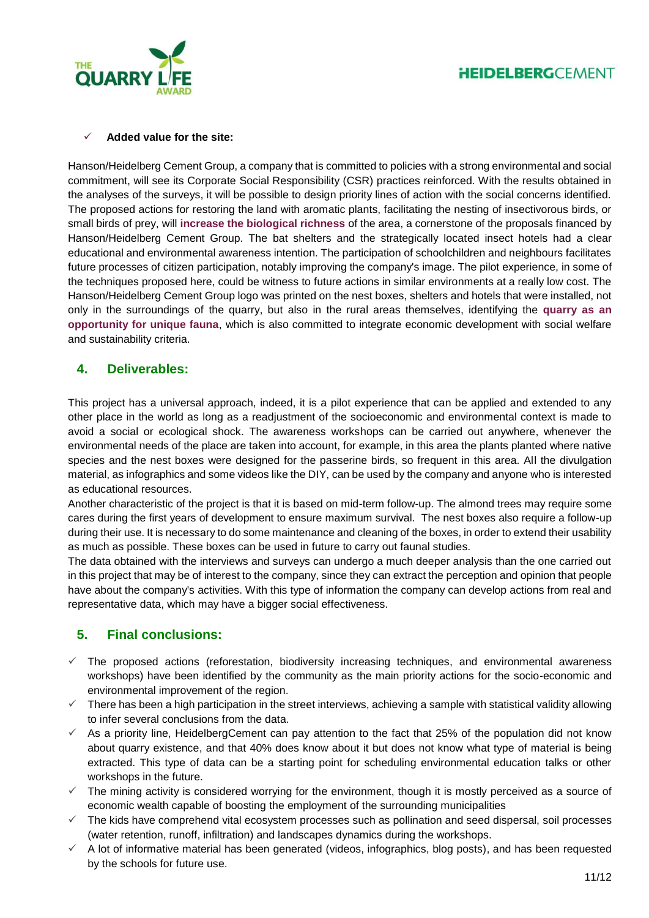- ✓ **Added value for the site:**

Hanson/Heidelberg Cement Group, a company that is committed to policies with a strong environmental and social commitment, will see its Corporate Social Responsibility (CSR) practices reinforced. With the results obtained in the analyses of the surveys, it will be possible to design priority lines of action with the social concerns identified. The proposed actions for restoring the land with aromatic plants, facilitating the nesting of insectivorous birds, or small birds of prey, will **increase the biological richness** of the area, a cornerstone of the proposals financed by Hanson/Heidelberg Cement Group. The bat shelters and the strategically located insect hotels had a clear educational and environmental awareness intention. The participation of schoolchildren and neighbours facilitates future processes of citizen participation, notably improving the company's image. The pilot experience, in some of the techniques proposed here, could be witness to future actions in similar environments at a really low cost. The Hanson/Heidelberg Cement Group logo was printed on the nest boxes, shelters and hotels that were installed, not only in the surroundings of the quarry, but also in the rural areas themselves, identifying the **quarry as an opportunity for unique fauna**, which is also committed to integrate economic development with social welfare and sustainability criteria.

## 4. Deliverables:

This project has a universal approach, indeed, it is a pilot experience that can be applied and extended to any other place in the world as long as a readjustment of the socioeconomic and environmental context is made to avoid a social or ecological shock. The awareness workshops can be carried out anywhere, whenever the environmental needs of the place are taken into account, for example, in this area the plants planted where native species and the nest boxes were designed for the passerine birds, so frequent in this area. All the divulgation material, as infographics and some videos like the DIY, can be used by the company and anyone who is interested as educational resources.

Another characteristic of the project is that it is based on mid-term follow-up. The almond trees may require some cares during the first years of development to ensure maximum survival. The nest boxes also require a follow-up during their use. It is necessary to do some maintenance and cleaning of the boxes, in order to extend their usability as much as possible. These boxes can be used in future to carry out faunal studies.

The data obtained with the interviews and surveys can undergo a much deeper analysis than the one carried out in this project that may be of interest to the company, since they can extract the perception and opinion that people have about the company's activities. With this type of information the company can develop actions from real and representative data, which may have a bigger social effectiveness.

## 5. Final conclusions:

- ✓ The proposed actions (reforestation, biodiversity increasing techniques, and environmental awareness workshops) have been identified by the community as the main priority actions for the socio-economic and environmental improvement of the region.
- ✓ There has been a high participation in the street interviews, achieving a sample with statistical validity allowing to infer several conclusions from the data.
- ✓ As a priority line, HeidelbergCement can pay attention to the fact that 25% of the population did not know about quarry existence, and that 40% does know about it but does not know what type of material is being extracted. This type of data can be a starting point for scheduling environmental education talks or other workshops in the future.
- ✓ The mining activity is considered worrying for the environment, though it is mostly perceived as a source of economic wealth capable of boosting the employment of the surrounding municipalities
- ✓ The kids have comprehend vital ecosystem processes such as pollination and seed dispersal, soil processes (water retention, runoff, infiltration) and landscapes dynamics during the workshops.
- ✓ A lot of informative material has been generated (videos, infographics, blog posts), and has been requested by the schools for future use.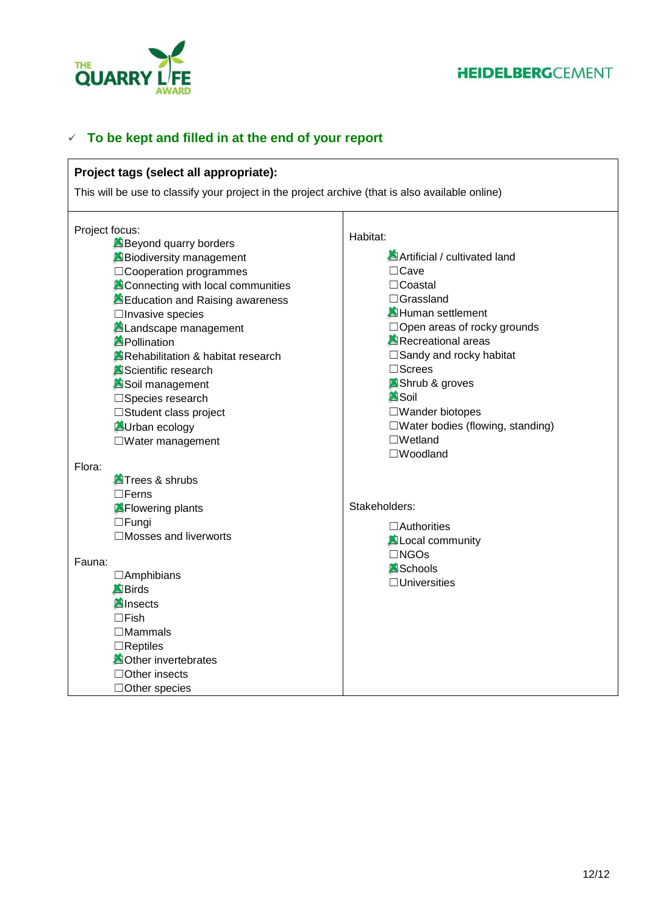✓ **To be kept and filled in at the end of your report**

**Project tags (select all appropriate):**

This will be use to classify your project in the project archive (that is also available online)

Project focus:

- ☒Beyond quarry borders
- ☒Biodiversity management
- ☐Cooperation programmes
- ☒Connecting with local communities
- ☒Education and Raising awareness
- ☐Invasive species
- ☒Landscape management
- ☒Pollination
- ☒Rehabilitation & habitat research
- ☒Scientific research
- ☒Soil management
- ☐Species research
- ☐Student class project
- ☒Urban ecology
- ☐Water management

Flora:

- ☒Trees & shrubs
- ☐Ferns
- ☒Flowering plants
- ☐Fungi
- ☐Mosses and liverworts

Fauna:

- ☐Amphibians
- ☒Birds
- ☒Insects
- ☐Fish
- ☐Mammals
- ☐Reptiles
- ☒Other invertebrates
- ☐Other insects
- ☐Other species

Habitat:

- ☒Artificial / cultivated land
- ☐Cave
- ☐Coastal
- ☐Grassland
- ☒Human settlement
- ☐Open areas of rocky grounds
- ☒Recreational areas
- ☐Sandy and rocky habitat
- ☐Screes
- ☒Shrub & groves
- ☒Soil
- ☐Wander biotopes
- ☐Water bodies (flowing, standing)
- ☐Wetland
- ☐Woodland

Stakeholders:

- ☐Authorities
- ☒Local community
- ☐NGOs
- ☒Schools
- ☐Universities